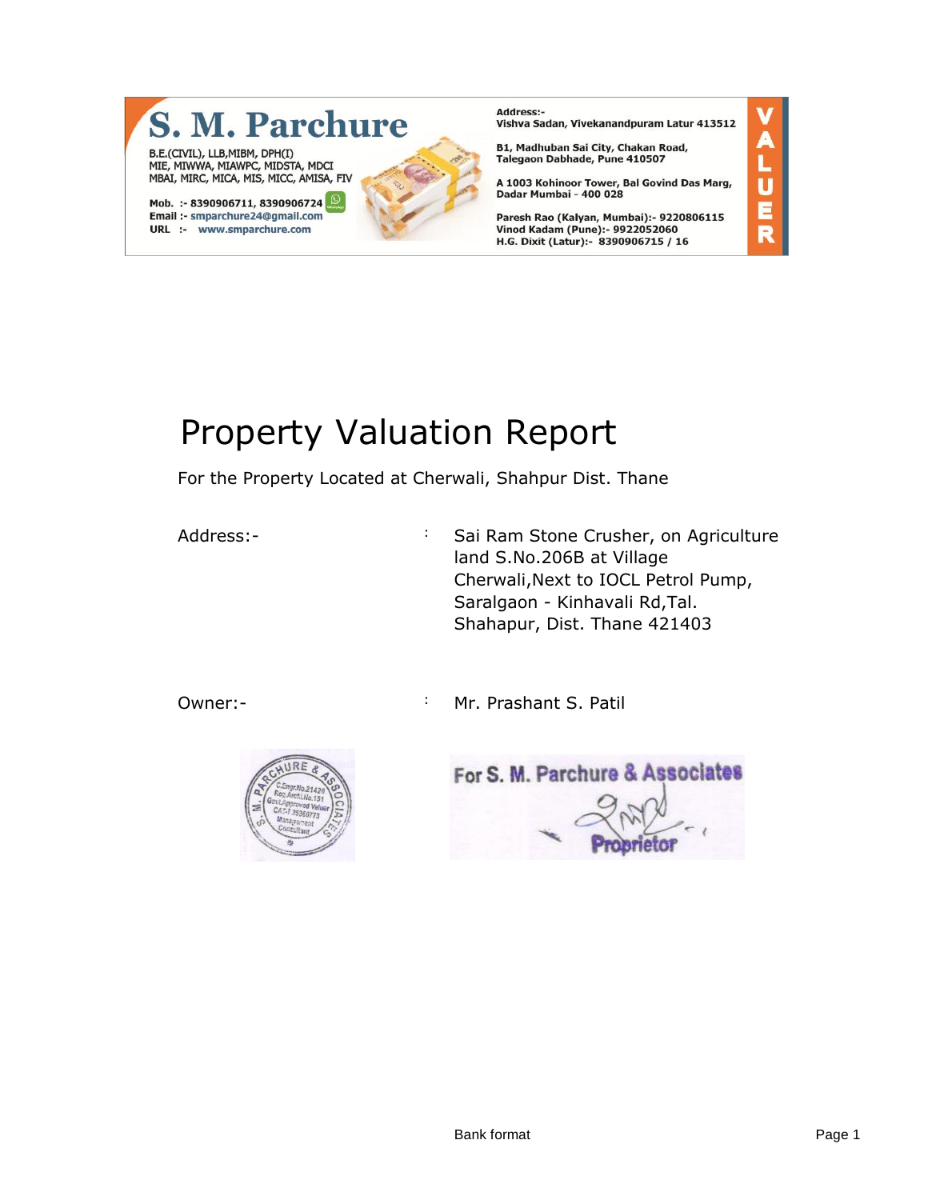**S. M. Parchure**

B.E.(CIVIL), LLB,MIBM, DPH(I)
MIE, MIWWA, MIAWPC, MIDSTA, MDCI
MBAI, MIRC, MICA, MIS, MICC, AMISA, FIV

Mob. :- 8390906711, 8390906724
Email :- smparchure24@gmail.com
URL :- www.smparchure.com

Address:-
Vishva Sadan, Vivekanandpuram Latur 413512

B1, Madhuban Sai City, Chakan Road, Talegaon Dabhade, Pune 410507

A 1003 Kohinoor Tower, Bal Govind Das Marg, Dadar Mumbai - 400 028

Paresh Rao (Kalyan, Mumbai):- 9220806115
Vinod Kadam (Pune):- 9922052060
H.G. Dixit (Latur):- 8390906715 / 16

VALUER

# Property Valuation Report

For the Property Located at Cherwali, Shahpur Dist. Thane

| | | |
|---|---|---|
| Address:- | : | Sai Ram Stone Crusher, on Agriculture land S.No.206B at Village Cherwali,Next to IOCL Petrol Pump, Saralgaon - Kinhavali Rd,Tal. Shahapur, Dist. Thane 421403 |
| Owner:- | : | Mr. Prashant S. Patil |

S. M. PARCHURE & ASSOCIATES
C.Engr.No.21420
Reg.Archi.No.151
Govt.Approved Valuer
CAT-I 25360773
Management Consultant

For S. M. Parchure & Associates

Proprietor

Bank format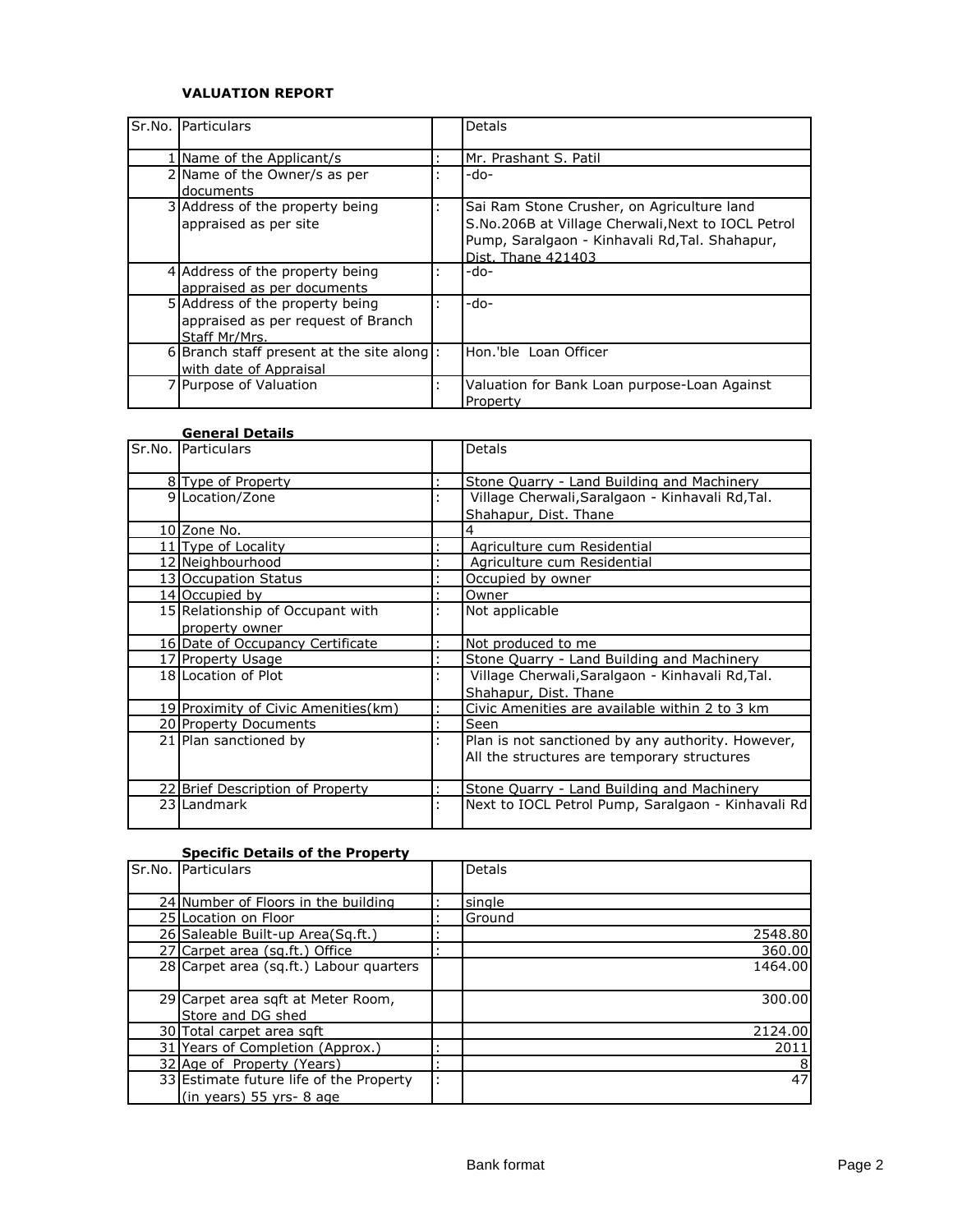**VALUATION REPORT**

| Sr.No. | Particulars | | Detals |
|---|---|---|---|
| 1 | Name of the Applicant/s | : | Mr. Prashant S. Patil |
| 2 | Name of the Owner/s as per documents | : | -do- |
| 3 | Address of the property being appraised as per site | : | Sai Ram Stone Crusher, on Agriculture land S.No.206B at Village Cherwali,Next to IOCL Petrol Pump, Saralgaon - Kinhavali Rd,Tal. Shahapur, Dist. Thane 421403 |
| 4 | Address of the property being appraised as per documents | : | -do- |
| 5 | Address of the property being appraised as per request of Branch Staff Mr/Mrs. | : | -do- |
| 6 | Branch staff present at the site along with date of Appraisal | : | Hon.'ble Loan Officer |
| 7 | Purpose of Valuation | : | Valuation for Bank Loan purpose-Loan Against Property |

**General Details**

| Sr.No. | Particulars | | Detals |
|---|---|---|---|
| 8 | Type of Property | : | Stone Quarry - Land Building and Machinery |
| 9 | Location/Zone | : | Village Cherwali,Saralgaon - Kinhavali Rd,Tal. Shahapur, Dist. Thane |
| 10 | Zone No. | | 4 |
| 11 | Type of Locality | : | Agriculture cum Residential |
| 12 | Neighbourhood | : | Agriculture cum Residential |
| 13 | Occupation Status | : | Occupied by owner |
| 14 | Occupied by | : | Owner |
| 15 | Relationship of Occupant with property owner | : | Not applicable |
| 16 | Date of Occupancy Certificate | : | Not produced to me |
| 17 | Property Usage | : | Stone Quarry - Land Building and Machinery |
| 18 | Location of Plot | : | Village Cherwali,Saralgaon - Kinhavali Rd,Tal. Shahapur, Dist. Thane |
| 19 | Proximity of Civic Amenities(km) | : | Civic Amenities are available within 2 to 3 km |
| 20 | Property Documents | : | Seen |
| 21 | Plan sanctioned by | : | Plan is not sanctioned by any authority. However, All the structures are temporary structures |
| 22 | Brief Description of Property | : | Stone Quarry - Land Building and Machinery |
| 23 | Landmark | : | Next to IOCL Petrol Pump, Saralgaon - Kinhavali Rd |

**Specific Details of the Property**

| Sr.No. | Particulars | | Detals |
|---|---|---|---|
| 24 | Number of Floors in the building | : | single |
| 25 | Location on Floor | : | Ground |
| 26 | Saleable Built-up Area(Sq.ft.) | : | 2548.80 |
| 27 | Carpet area (sq.ft.) Office | : | 360.00 |
| 28 | Carpet area (sq.ft.) Labour quarters | | 1464.00 |
| 29 | Carpet area sqft at Meter Room, Store and DG shed | | 300.00 |
| 30 | Total carpet area sqft | | 2124.00 |
| 31 | Years of Completion (Approx.) | : | 2011 |
| 32 | Age of Property (Years) | : | 8 |
| 33 | Estimate future life of the Property (in years) 55 yrs- 8 age | : | 47 |

Bank format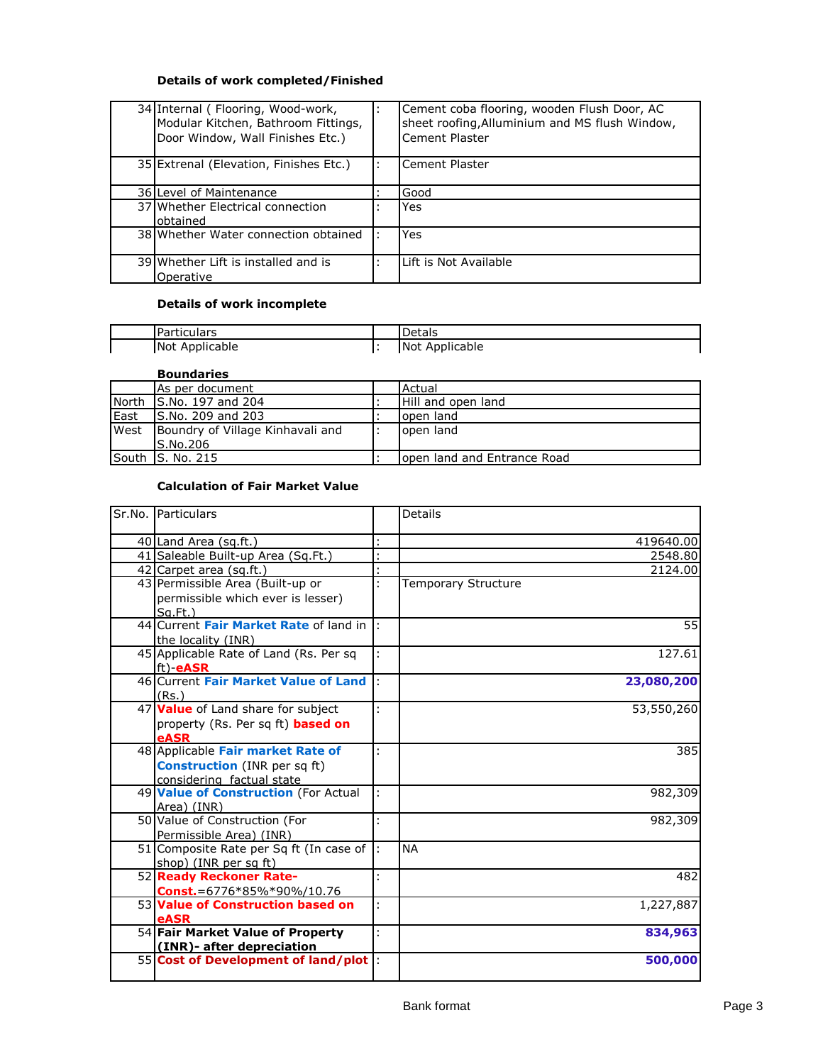**Details of work completed/Finished**

| | | | |
|---|---|---|---|
| 34 | Internal ( Flooring, Wood-work, Modular Kitchen, Bathroom Fittings, Door Window, Wall Finishes Etc.) | : | Cement coba flooring, wooden Flush Door, AC sheet roofing,Alluminium and MS flush Window, Cement Plaster |
| 35 | Extrenal (Elevation, Finishes Etc.) | : | Cement Plaster |
| 36 | Level of Maintenance | : | Good |
| 37 | Whether Electrical connection obtained | : | Yes |
| 38 | Whether Water connection obtained | : | Yes |
| 39 | Whether Lift is installed and is Operative | : | Lift is Not Available |

**Details of work incomplete**

| | Particulars | | Detals |
|---|---|---|---|
| | Not Applicable | : | Not Applicable |

**Boundaries**

| | As per document | | Actual |
|---|---|---|---|
| North | S.No. 197 and 204 | : | Hill and open land |
| East | S.No. 209 and 203 | : | open land |
| West | Boundry of Village Kinhavali and S.No.206 | : | open land |
| South | S. No. 215 | : | open land and Entrance Road |

**Calculation of Fair Market Value**

| Sr.No. | Particulars | | Details |
|---|---|---|---|
| 40 | Land Area (sq.ft.) | : | 419640.00 |
| 41 | Saleable Built-up Area (Sq.Ft.) | : | 2548.80 |
| 42 | Carpet area (sq.ft.) | : | 2124.00 |
| 43 | Permissible Area (Built-up or permissible which ever is lesser) Sq.Ft.) | : | Temporary Structure |
| 44 | Current **Fair Market Rate** of land in the locality (INR) | : | 55 |
| 45 | Applicable Rate of Land (Rs. Per sq ft)-**eASR** | : | 127.61 |
| 46 | Current **Fair Market Value of Land** (Rs.) | : | **23,080,200** |
| 47 | **Value** of Land share for subject property (Rs. Per sq ft) **based on eASR** | : | 53,550,260 |
| 48 | Applicable **Fair market Rate of Construction** (INR per sq ft) considering factual state | : | 385 |
| 49 | **Value of Construction** (For Actual Area) (INR) | : | 982,309 |
| 50 | Value of Construction (For Permissible Area) (INR) | : | 982,309 |
| 51 | Composite Rate per Sq ft (In case of shop) (INR per sq ft) | : | NA |
| 52 | **Ready Reckoner Rate-Const.**=6776*85%*90%/10.76 | : | 482 |
| 53 | **Value of Construction based on eASR** | : | 1,227,887 |
| 54 | **Fair Market Value of Property (INR)- after depreciation** | : | **834,963** |
| 55 | **Cost of Development of land/plot** | : | **500,000** |

Bank format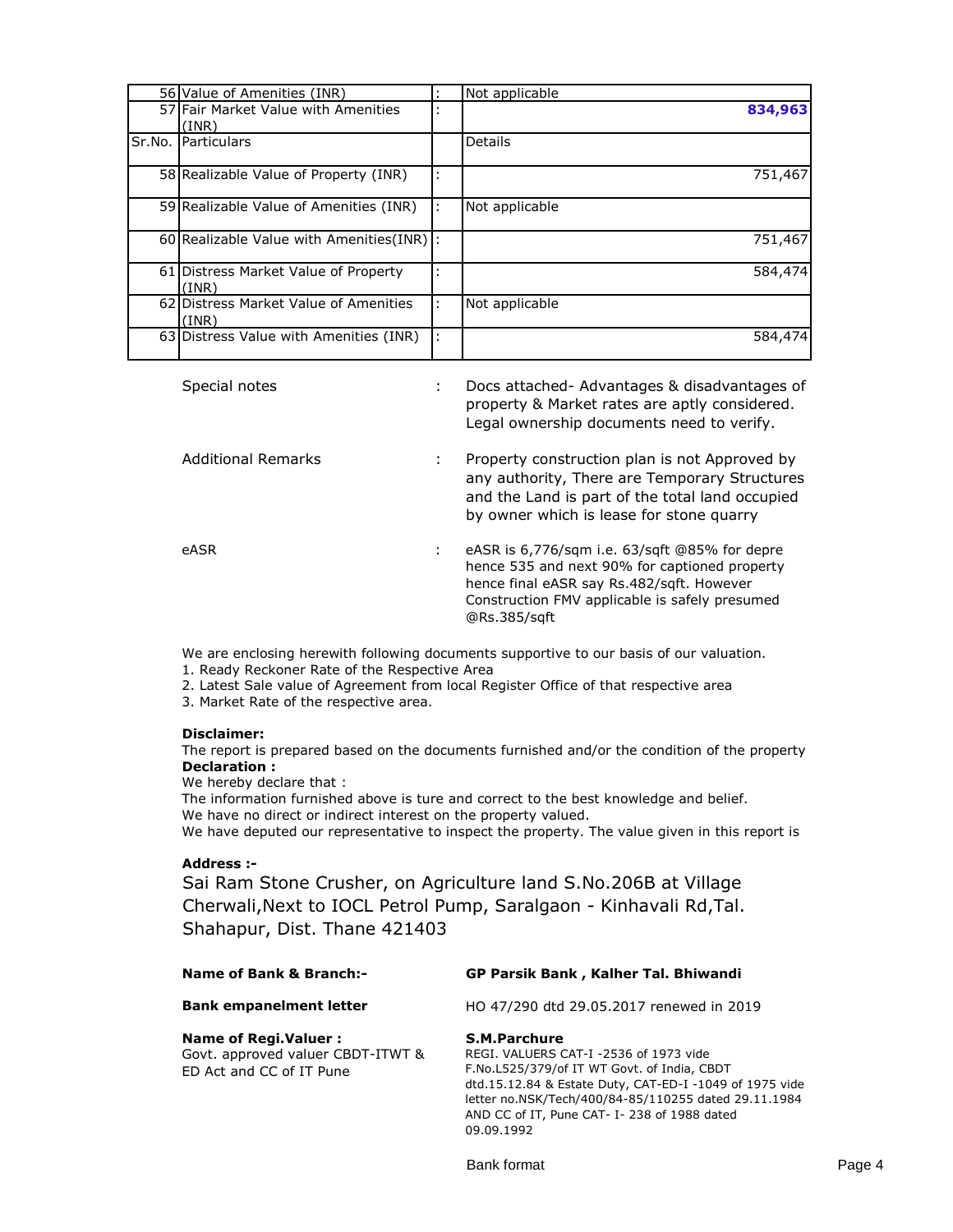| | | | |
|---|---|---|---|
| 56 | Value of Amenities (INR) | : | Not applicable |
| 57 | Fair Market Value with Amenities (INR) | : | **834,963** |
| Sr.No. | Particulars | | Details |
| 58 | Realizable Value of Property (INR) | : | 751,467 |
| 59 | Realizable Value of Amenities (INR) | : | Not applicable |
| 60 | Realizable Value with Amenities(INR) | : | 751,467 |
| 61 | Distress Market Value of Property (INR) | : | 584,474 |
| 62 | Distress Market Value of Amenities (INR) | : | Not applicable |
| 63 | Distress Value with Amenities (INR) | : | 584,474 |

| | | |
|---|---|---|
| Special notes | : | Docs attached- Advantages & disadvantages of property & Market rates are aptly considered. Legal ownership documents need to verify. |
| Additional Remarks | : | Property construction plan is not Approved by any authority, There are Temporary Structures and the Land is part of the total land occupied by owner which is lease for stone quarry |
| eASR | : | eASR is 6,776/sqm i.e. 63/sqft @85% for depre hence 535 and next 90% for captioned property hence final eASR say Rs.482/sqft. However Construction FMV applicable is safely presumed @Rs.385/sqft |

We are enclosing herewith following documents supportive to our basis of our valuation.
1. Ready Reckoner Rate of the Respective Area
2. Latest Sale value of Agreement from local Register Office of that respective area
3. Market Rate of the respective area.

**Disclaimer:**
The report is prepared based on the documents furnished and/or the condition of the property
**Declaration :**
We hereby declare that :
The information furnished above is ture and correct to the best knowledge and belief.
We have no direct or indirect interest on the property valued.
We have deputed our representative to inspect the property. The value given in this report is

**Address :-**
Sai Ram Stone Crusher, on Agriculture land S.No.206B at Village Cherwali,Next to IOCL Petrol Pump, Saralgaon - Kinhavali Rd,Tal. Shahapur, Dist. Thane 421403

| | |
|---|---|
| **Name of Bank & Branch:-** | **GP Parsik Bank , Kalher Tal. Bhiwandi** |
| **Bank empanelment letter** | HO 47/290 dtd 29.05.2017 renewed in 2019 |
| **Name of Regi.Valuer :** Govt. approved valuer CBDT-ITWT & ED Act and CC of IT Pune | **S.M.Parchure** REGI. VALUERS CAT-I -2536 of 1973 vide F.No.L525/379/of IT WT Govt. of India, CBDT dtd.15.12.84 & Estate Duty, CAT-ED-I -1049 of 1975 vide letter no.NSK/Tech/400/84-85/110255 dated 29.11.1984 AND CC of IT, Pune CAT- I- 238 of 1988 dated 09.09.1992 |

Bank format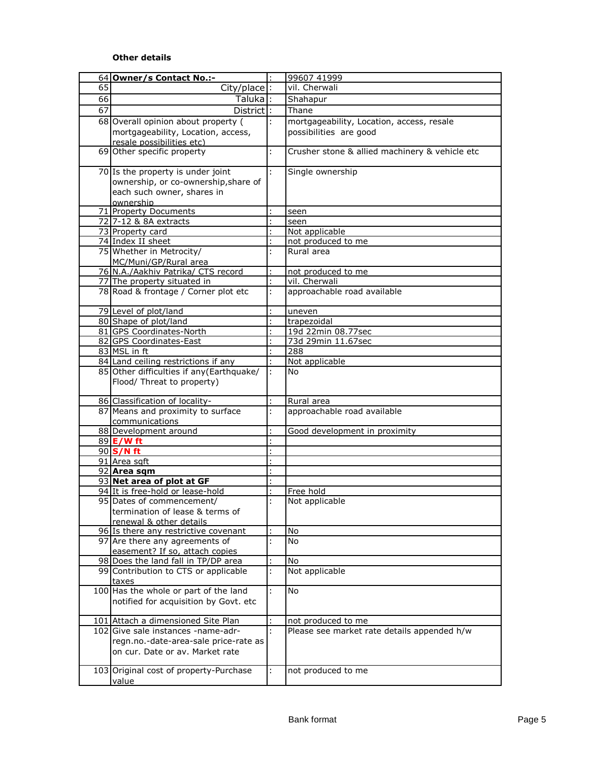**Other details**

| | | | |
|---|---|---|---|
| 64 | **Owner/s Contact No.:-** | : | 99607 41999 |
| 65 | City/place | : | vil. Cherwali |
| 66 | Taluka | : | Shahapur |
| 67 | District | : | Thane |
| 68 | Overall opinion about property ( mortgageability, Location, access, resale possibilities etc) | : | mortgageability, Location, access, resale possibilities are good |
| 69 | Other specific property | : | Crusher stone & allied machinery & vehicle etc |
| 70 | Is the property is under joint ownership, or co-ownership,share of each such owner, shares in ownership | : | Single ownership |
| 71 | Property Documents | : | seen |
| 72 | 7-12 & 8A extracts | : | seen |
| 73 | Property card | : | Not applicable |
| 74 | Index II sheet | : | not produced to me |
| 75 | Whether in Metrocity/ MC/Muni/GP/Rural area | : | Rural area |
| 76 | N.A./Aakhiv Patrika/ CTS record | : | not produced to me |
| 77 | The property situated in | : | vil. Cherwali |
| 78 | Road & frontage / Corner plot etc | : | approachable road available |
| 79 | Level of plot/land | : | uneven |
| 80 | Shape of plot/land | : | trapezoidal |
| 81 | GPS Coordinates-North | : | 19d 22min 08.77sec |
| 82 | GPS Coordinates-East | : | 73d 29min 11.67sec |
| 83 | MSL in ft | : | 288 |
| 84 | Land ceiling restrictions if any | : | Not applicable |
| 85 | Other difficulties if any(Earthquake/ Flood/ Threat to property) | : | No |
| 86 | Classification of locality- | : | Rural area |
| 87 | Means and proximity to surface communications | : | approachable road available |
| 88 | Development around | : | Good development in proximity |
| 89 | **E/W ft** | : | |
| 90 | **S/N ft** | : | |
| 91 | Area sqft | : | |
| 92 | **Area sqm** | : | |
| 93 | **Net area of plot at GF** | : | |
| 94 | It is free-hold or lease-hold | : | Free hold |
| 95 | Dates of commencement/ termination of lease & terms of renewal & other details | : | Not applicable |
| 96 | Is there any restrictive covenant | : | No |
| 97 | Are there any agreements of easement? If so, attach copies | : | No |
| 98 | Does the land fall in TP/DP area | : | No |
| 99 | Contribution to CTS or applicable taxes | : | Not applicable |
| 100 | Has the whole or part of the land notified for acquisition by Govt. etc | : | No |
| 101 | Attach a dimensioned Site Plan | : | not produced to me |
| 102 | Give sale instances -name-adr-regn.no.-date-area-sale price-rate as on cur. Date or av. Market rate | : | Please see market rate details appended h/w |
| 103 | Original cost of property-Purchase value | : | not produced to me |

Bank format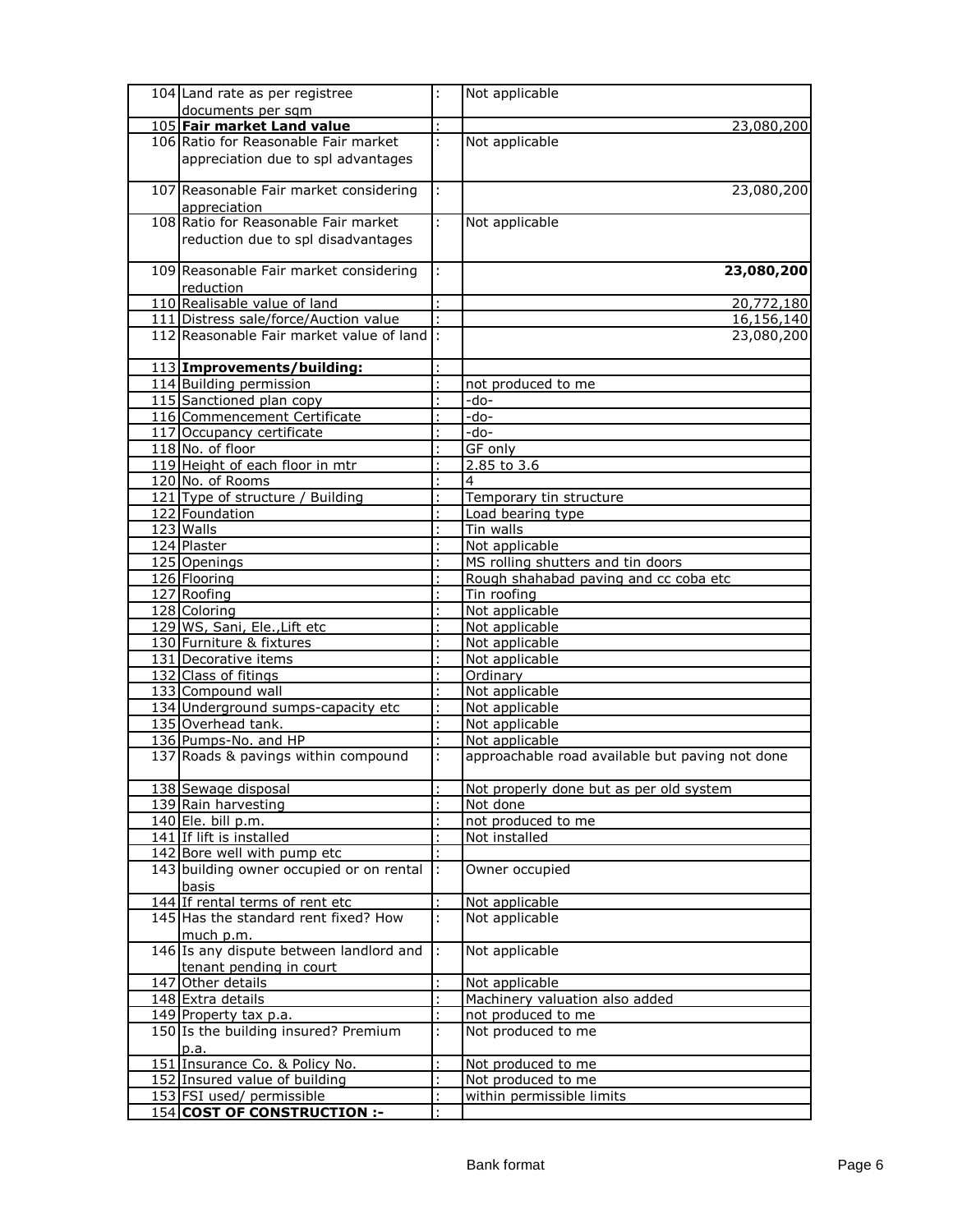| | | | |
|---|---|---|---|
| 104 | Land rate as per registree documents per sqm | : | Not applicable |
| 105 | **Fair market Land value** | : | 23,080,200 |
| 106 | Ratio for Reasonable Fair market appreciation due to spl advantages | : | Not applicable |
| 107 | Reasonable Fair market considering appreciation | : | 23,080,200 |
| 108 | Ratio for Reasonable Fair market reduction due to spl disadvantages | : | Not applicable |
| 109 | Reasonable Fair market considering reduction | : | **23,080,200** |
| 110 | Realisable value of land | : | 20,772,180 |
| 111 | Distress sale/force/Auction value | : | 16,156,140 |
| 112 | Reasonable Fair market value of land | : | 23,080,200 |
| 113 | **Improvements/building:** | : | |
| 114 | Building permission | : | not produced to me |
| 115 | Sanctioned plan copy | : | -do- |
| 116 | Commencement Certificate | : | -do- |
| 117 | Occupancy certificate | : | -do- |
| 118 | No. of floor | : | GF only |
| 119 | Height of each floor in mtr | : | 2.85 to 3.6 |
| 120 | No. of Rooms | : | 4 |
| 121 | Type of structure / Building | : | Temporary tin structure |
| 122 | Foundation | : | Load bearing type |
| 123 | Walls | : | Tin walls |
| 124 | Plaster | : | Not applicable |
| 125 | Openings | : | MS rolling shutters and tin doors |
| 126 | Flooring | : | Rough shahabad paving and cc coba etc |
| 127 | Roofing | : | Tin roofing |
| 128 | Coloring | : | Not applicable |
| 129 | WS, Sani, Ele.,Lift etc | : | Not applicable |
| 130 | Furniture & fixtures | : | Not applicable |
| 131 | Decorative items | : | Not applicable |
| 132 | Class of fitings | : | Ordinary |
| 133 | Compound wall | : | Not applicable |
| 134 | Underground sumps-capacity etc | : | Not applicable |
| 135 | Overhead tank. | : | Not applicable |
| 136 | Pumps-No. and HP | : | Not applicable |
| 137 | Roads & pavings within compound | : | approachable road available but paving not done |
| 138 | Sewage disposal | : | Not properly done but as per old system |
| 139 | Rain harvesting | : | Not done |
| 140 | Ele. bill p.m. | : | not produced to me |
| 141 | If lift is installed | : | Not installed |
| 142 | Bore well with pump etc | : | |
| 143 | building owner occupied or on rental basis | : | Owner occupied |
| 144 | If rental terms of rent etc | : | Not applicable |
| 145 | Has the standard rent fixed? How much p.m. | : | Not applicable |
| 146 | Is any dispute between landlord and tenant pending in court | : | Not applicable |
| 147 | Other details | : | Not applicable |
| 148 | Extra details | : | Machinery valuation also added |
| 149 | Property tax p.a. | : | not produced to me |
| 150 | Is the building insured? Premium p.a. | : | Not produced to me |
| 151 | Insurance Co. & Policy No. | : | Not produced to me |
| 152 | Insured value of building | : | Not produced to me |
| 153 | FSI used/ permissible | : | within permissible limits |
| 154 | **COST OF CONSTRUCTION :-** | : | |

Bank format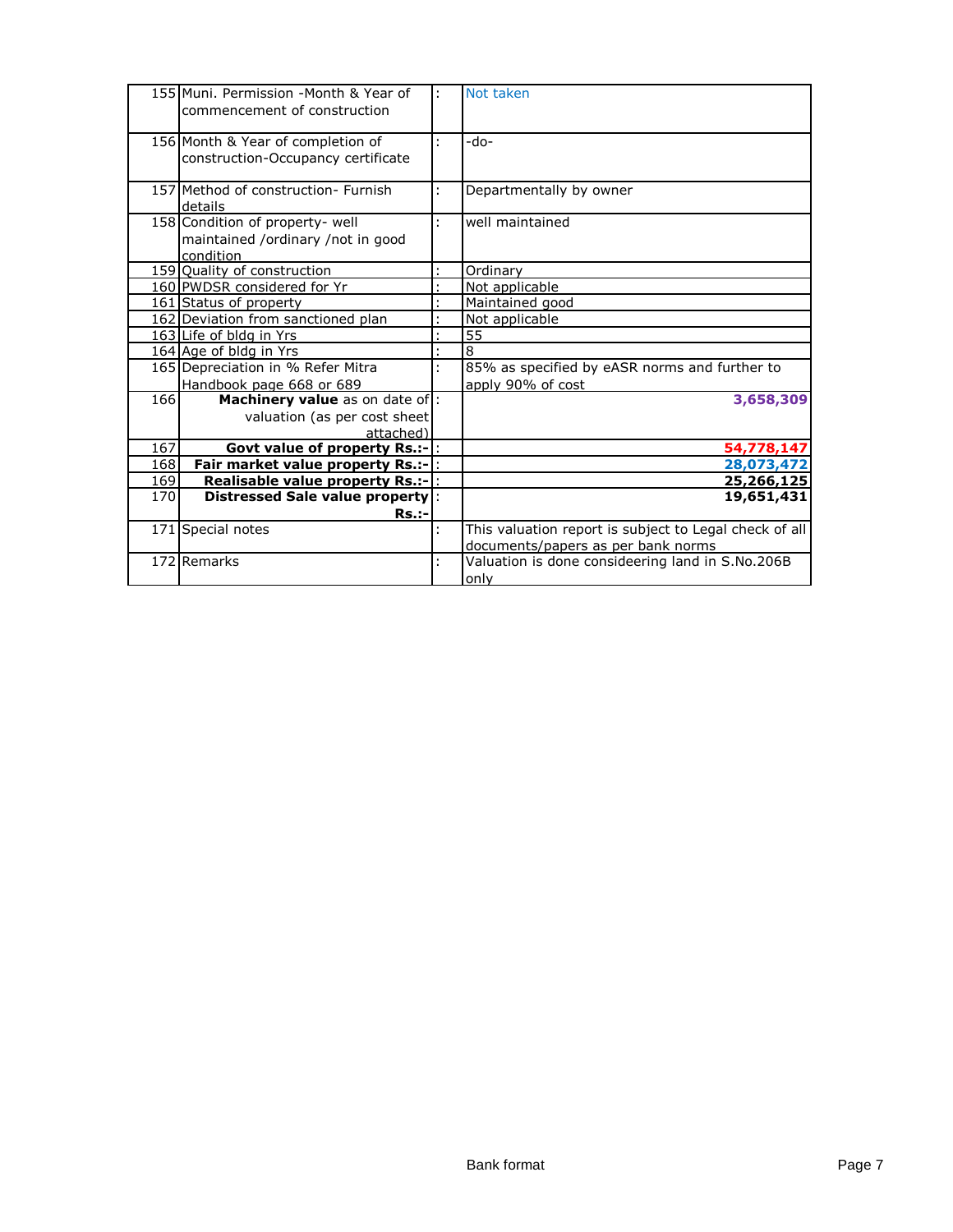| | | | |
|---|---|---|---|
| 155 | Muni. Permission -Month & Year of commencement of construction | : | Not taken |
| 156 | Month & Year of completion of construction-Occupancy certificate | : | -do- |
| 157 | Method of construction- Furnish details | : | Departmentally by owner |
| 158 | Condition of property- well maintained /ordinary /not in good condition | : | well maintained |
| 159 | Quality of construction | : | Ordinary |
| 160 | PWDSR considered for Yr | : | Not applicable |
| 161 | Status of property | : | Maintained good |
| 162 | Deviation from sanctioned plan | : | Not applicable |
| 163 | Life of bldg in Yrs | : | 55 |
| 164 | Age of bldg in Yrs | : | 8 |
| 165 | Depreciation in % Refer Mitra Handbook page 668 or 689 | : | 85% as specified by eASR norms and further to apply 90% of cost |
| 166 | **Machinery value** as on date of valuation (as per cost sheet attached) | : | **3,658,309** |
| 167 | **Govt value of property Rs.:-** | : | **54,778,147** |
| 168 | **Fair market value property Rs.:-** | : | **28,073,472** |
| 169 | **Realisable value property Rs.:-** | : | **25,266,125** |
| 170 | **Distressed Sale value property Rs.:-** | : | **19,651,431** |
| 171 | Special notes | : | This valuation report is subject to Legal check of all documents/papers as per bank norms |
| 172 | Remarks | : | Valuation is done consideering land in S.No.206B only |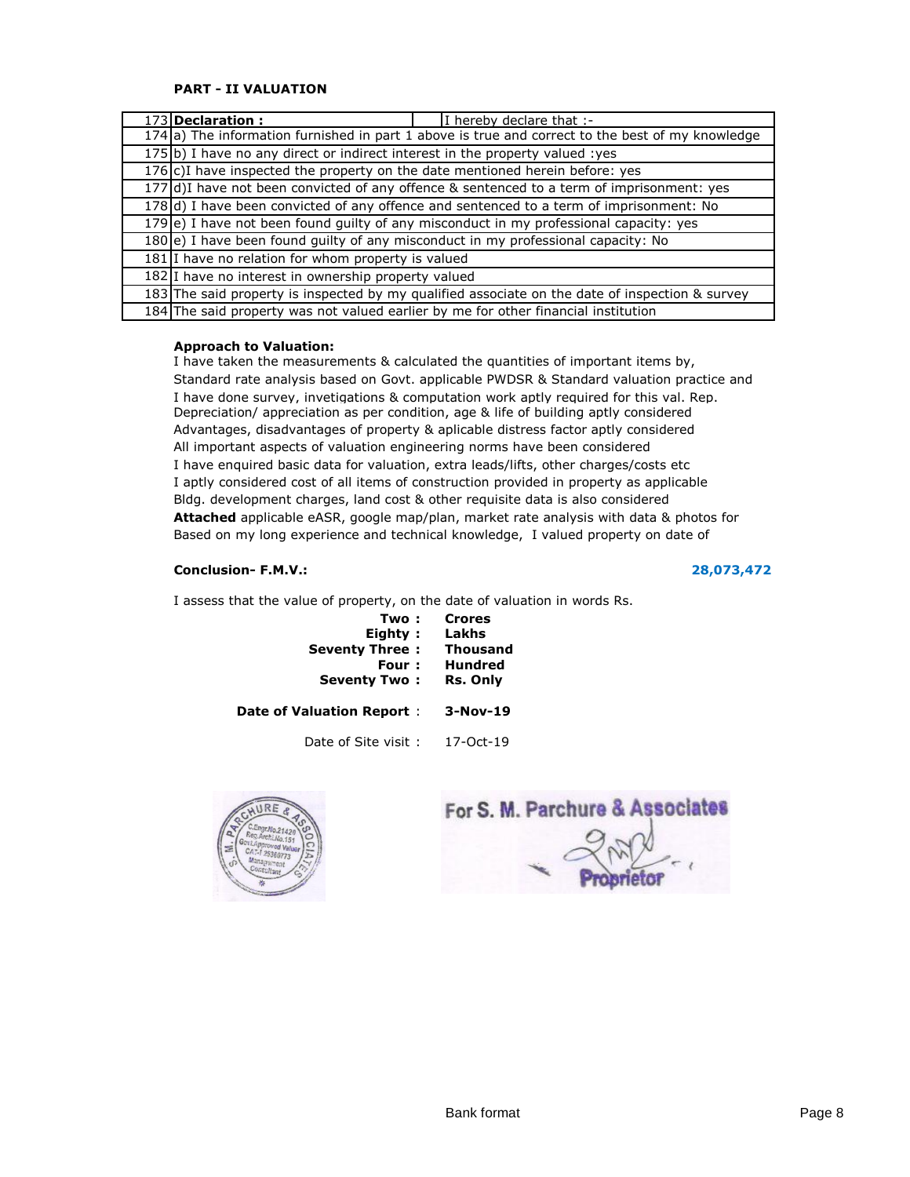### PART - II VALUATION

| | | |
|---|---|---|
| 173 | **Declaration :** | I hereby declare that :- |
| 174 | a) The information furnished in part 1 above is true and correct to the best of my knowledge | |
| 175 | b) I have no any direct or indirect interest in the property valued :yes | |
| 176 | c)I have inspected the property on the date mentioned herein before: yes | |
| 177 | d)I have not been convicted of any offence & sentenced to a term of imprisonment: yes | |
| 178 | d) I have been convicted of any offence and sentenced to a term of imprisonment: No | |
| 179 | e) I have not been found guilty of any misconduct in my professional capacity: yes | |
| 180 | e) I have been found guilty of any misconduct in my professional capacity: No | |
| 181 | I have no relation for whom property is valued | |
| 182 | I have no interest in ownership property valued | |
| 183 | The said property is inspected by my qualified associate on the date of inspection & survey | |
| 184 | The said property was not valued earlier by me for other financial institution | |

**Approach to Valuation:**

I have taken the measurements & calculated the quantities of important items by,
Standard rate analysis based on Govt. applicable PWDSR & Standard valuation practice and
I have done survey, invetigations & computation work aptly required for this val. Rep.
Depreciation/ appreciation as per condition, age & life of building aptly considered
Advantages, disadvantages of property & aplicable distress factor aptly considered
All important aspects of valuation engineering norms have been considered
I have enquired basic data for valuation, extra leads/lifts, other charges/costs etc
I aptly considered cost of all items of construction provided in property as applicable
Bldg. development charges, land cost & other requisite data is also considered
**Attached** applicable eASR, google map/plan, market rate analysis with data & photos for
Based on my long experience and technical knowledge, I valued property on date of

**Conclusion- F.M.V.:** **28,073,472**

I assess that the value of property, on the date of valuation in words Rs.

**Two : Crores**
**Eighty : Lakhs**
**Seventy Three : Thousand**
**Four : Hundred**
**Seventy Two : Rs. Only**

**Date of Valuation Report** : **3-Nov-19**

Date of Site visit : 17-Oct-19

S. M. PARCHURE & ASSOCIATES
C.Engr.No.21420
Reg.Archi.No.151
Govt.Approved Valuer
CAT-I 25360773
Management Consultant

For S. M. Parchure & Associates

Proprietor